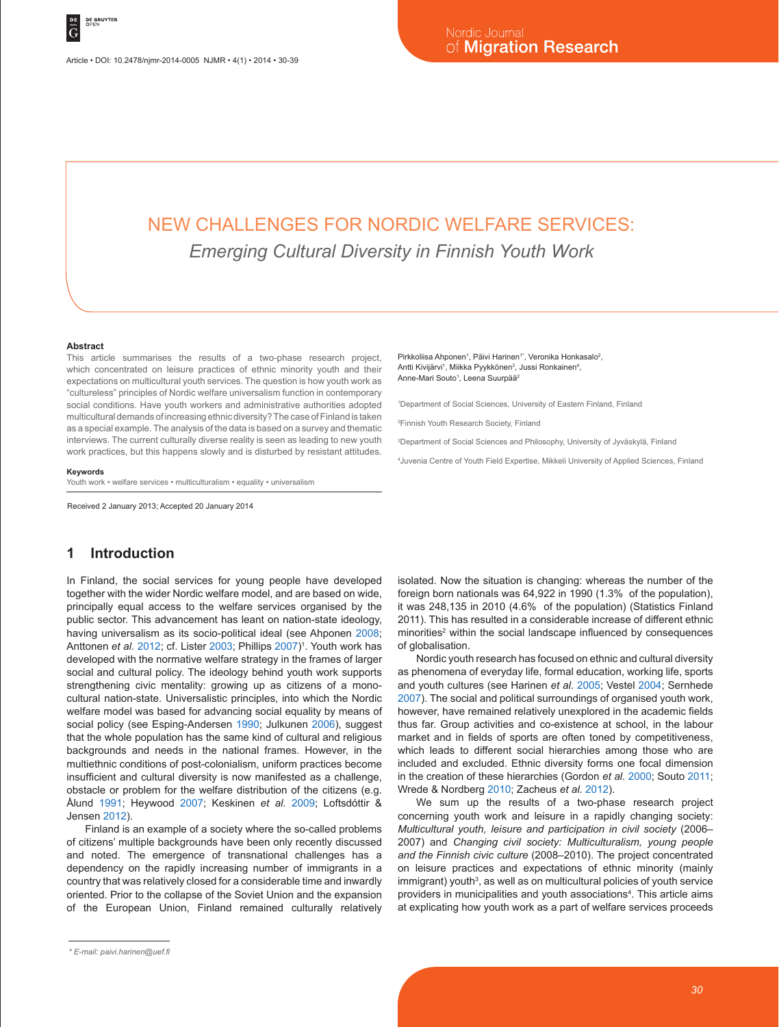# NEW CHALLENGES FOR NORDIC WELFARE SERVICES:

## *Emerging Cultural Diversity in Finnish Youth Work*

Pirkkoliisa Ahponen[1], Päivi Harinen[1*], Veronika Honkasalo[2], Antti Kivijärvi[1], Miikka Pyykkönen[3], Jussi Ronkainen[4], Anne-Mari Souto[1], Leena Suurpää[2]

[1]Department of Social Sciences, University of Eastern Finland, Finland

[2]Finnish Youth Research Society, Finland

[3]Department of Social Sciences and Philosophy, University of Jyväskylä, Finland

[4]Juvenia Centre of Youth Field Expertise, Mikkeli University of Applied Sciences, Finland

**Abstract**

This article summarises the results of a two-phase research project, which concentrated on leisure practices of ethnic minority youth and their expectations on multicultural youth services. The question is how youth work as "cultureless" principles of Nordic welfare universalism function in contemporary social conditions. Have youth workers and administrative authorities adopted multicultural demands of increasing ethnic diversity? The case of Finland is taken as a special example. The analysis of the data is based on a survey and thematic interviews. The current culturally diverse reality is seen as leading to new youth work practices, but this happens slowly and is disturbed by resistant attitudes.

**Keywords**

Youth work • welfare services • multiculturalism • equality • universalism

Received 2 January 2013; Accepted 20 January 2014

## 1 Introduction

In Finland, the social services for young people have developed together with the wider Nordic welfare model, and are based on wide, principally equal access to the welfare services organised by the public sector. This advancement has leant on nation-state ideology, having universalism as its socio-political ideal (see Ahponen 2008; Anttonen *et al*. 2012; cf. Lister 2003; Phillips 2007)[1]. Youth work has developed with the normative welfare strategy in the frames of larger social and cultural policy. The ideology behind youth work supports strengthening civic mentality: growing up as citizens of a mono-cultural nation-state. Universalistic principles, into which the Nordic welfare model was based for advancing social equality by means of social policy (see Esping-Andersen 1990; Julkunen 2006), suggest that the whole population has the same kind of cultural and religious backgrounds and needs in the national frames. However, in the multiethnic conditions of post-colonialism, uniform practices become insufficient and cultural diversity is now manifested as a challenge, obstacle or problem for the welfare distribution of the citizens (e.g. Ålund 1991; Heywood 2007; Keskinen *et al.* 2009; Loftsdóttir & Jensen 2012).

Finland is an example of a society where the so-called problems of citizens' multiple backgrounds have been only recently discussed and noted. The emergence of transnational challenges has a dependency on the rapidly increasing number of immigrants in a country that was relatively closed for a considerable time and inwardly oriented. Prior to the collapse of the Soviet Union and the expansion of the European Union, Finland remained culturally relatively isolated. Now the situation is changing: whereas the number of the foreign born nationals was 64,922 in 1990 (1.3% of the population), it was 248,135 in 2010 (4.6% of the population) (Statistics Finland 2011). This has resulted in a considerable increase of different ethnic minorities[2] within the social landscape influenced by consequences of globalisation.

Nordic youth research has focused on ethnic and cultural diversity as phenomena of everyday life, formal education, working life, sports and youth cultures (see Harinen *et al*. 2005; Vestel 2004; Sernhede 2007). The social and political surroundings of organised youth work, however, have remained relatively unexplored in the academic fields thus far. Group activities and co-existence at school, in the labour market and in fields of sports are often toned by competitiveness, which leads to different social hierarchies among those who are included and excluded. Ethnic diversity forms one focal dimension in the creation of these hierarchies (Gordon *et al.* 2000; Souto 2011; Wrede & Nordberg 2010; Zacheus *et al.* 2012).

We sum up the results of a two-phase research project concerning youth work and leisure in a rapidly changing society: *Multicultural youth, leisure and participation in civil society* (2006–2007) and *Changing civil society: Multiculturalism, young people and the Finnish civic culture* (2008–2010). The project concentrated on leisure practices and expectations of ethnic minority (mainly immigrant) youth[3], as well as on multicultural policies of youth service providers in municipalities and youth associations[4]. This article aims at explicating how youth work as a part of welfare services proceeds

\* E-mail: paivi.harinen@uef.fi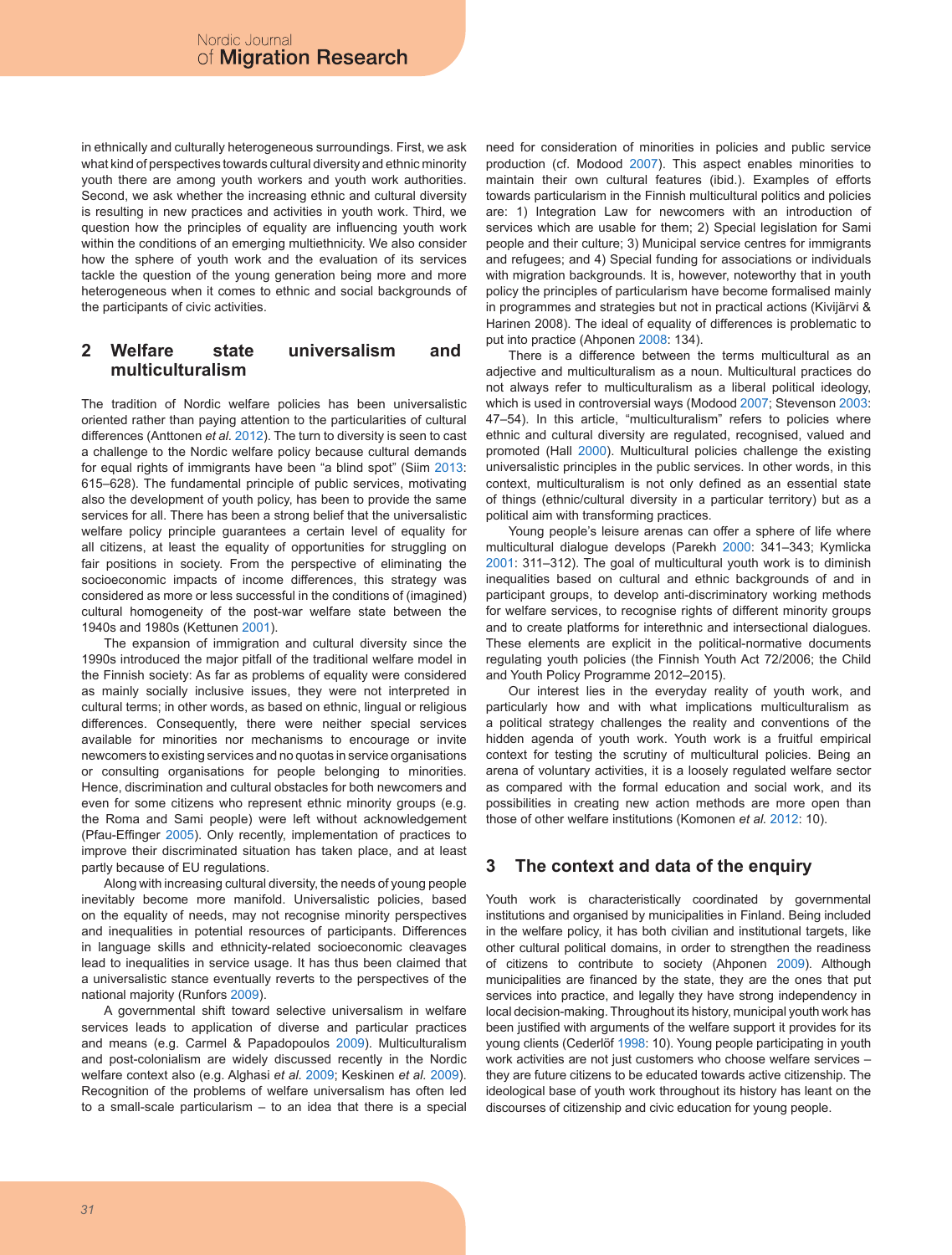in ethnically and culturally heterogeneous surroundings. First, we ask what kind of perspectives towards cultural diversity and ethnic minority youth there are among youth workers and youth work authorities. Second, we ask whether the increasing ethnic and cultural diversity is resulting in new practices and activities in youth work. Third, we question how the principles of equality are influencing youth work within the conditions of an emerging multiethnicity. We also consider how the sphere of youth work and the evaluation of its services tackle the question of the young generation being more and more heterogeneous when it comes to ethnic and social backgrounds of the participants of civic activities.

## 2 Welfare state universalism and multiculturalism

The tradition of Nordic welfare policies has been universalistic oriented rather than paying attention to the particularities of cultural differences (Anttonen *et al.* 2012). The turn to diversity is seen to cast a challenge to the Nordic welfare policy because cultural demands for equal rights of immigrants have been "a blind spot" (Siim 2013: 615–628). The fundamental principle of public services, motivating also the development of youth policy, has been to provide the same services for all. There has been a strong belief that the universalistic welfare policy principle guarantees a certain level of equality for all citizens, at least the equality of opportunities for struggling on fair positions in society. From the perspective of eliminating the socioeconomic impacts of income differences, this strategy was considered as more or less successful in the conditions of (imagined) cultural homogeneity of the post-war welfare state between the 1940s and 1980s (Kettunen 2001).

The expansion of immigration and cultural diversity since the 1990s introduced the major pitfall of the traditional welfare model in the Finnish society: As far as problems of equality were considered as mainly socially inclusive issues, they were not interpreted in cultural terms; in other words, as based on ethnic, lingual or religious differences. Consequently, there were neither special services available for minorities nor mechanisms to encourage or invite newcomers to existing services and no quotas in service organisations or consulting organisations for people belonging to minorities. Hence, discrimination and cultural obstacles for both newcomers and even for some citizens who represent ethnic minority groups (e.g. the Roma and Sami people) were left without acknowledgement (Pfau-Effinger 2005). Only recently, implementation of practices to improve their discriminated situation has taken place, and at least partly because of EU regulations.

Along with increasing cultural diversity, the needs of young people inevitably become more manifold. Universalistic policies, based on the equality of needs, may not recognise minority perspectives and inequalities in potential resources of participants. Differences in language skills and ethnicity-related socioeconomic cleavages lead to inequalities in service usage. It has thus been claimed that a universalistic stance eventually reverts to the perspectives of the national majority (Runfors 2009).

A governmental shift toward selective universalism in welfare services leads to application of diverse and particular practices and means (e.g. Carmel & Papadopoulos 2009). Multiculturalism and post-colonialism are widely discussed recently in the Nordic welfare context also (e.g. Alghasi *et al.* 2009; Keskinen *et al.* 2009). Recognition of the problems of welfare universalism has often led to a small-scale particularism – to an idea that there is a special need for consideration of minorities in policies and public service production (cf. Modood 2007). This aspect enables minorities to maintain their own cultural features (ibid.). Examples of efforts towards particularism in the Finnish multicultural politics and policies are: 1) Integration Law for newcomers with an introduction of services which are usable for them; 2) Special legislation for Sami people and their culture; 3) Municipal service centres for immigrants and refugees; and 4) Special funding for associations or individuals with migration backgrounds. It is, however, noteworthy that in youth policy the principles of particularism have become formalised mainly in programmes and strategies but not in practical actions (Kivijärvi & Harinen 2008). The ideal of equality of differences is problematic to put into practice (Ahponen 2008: 134).

There is a difference between the terms multicultural as an adjective and multiculturalism as a noun. Multicultural practices do not always refer to multiculturalism as a liberal political ideology, which is used in controversial ways (Modood 2007; Stevenson 2003: 47–54). In this article, "multiculturalism" refers to policies where ethnic and cultural diversity are regulated, recognised, valued and promoted (Hall 2000). Multicultural policies challenge the existing universalistic principles in the public services. In other words, in this context, multiculturalism is not only defined as an essential state of things (ethnic/cultural diversity in a particular territory) but as a political aim with transforming practices.

Young people's leisure arenas can offer a sphere of life where multicultural dialogue develops (Parekh 2000: 341–343; Kymlicka 2001: 311–312). The goal of multicultural youth work is to diminish inequalities based on cultural and ethnic backgrounds of and in participant groups, to develop anti-discriminatory working methods for welfare services, to recognise rights of different minority groups and to create platforms for interethnic and intersectional dialogues. These elements are explicit in the political-normative documents regulating youth policies (the Finnish Youth Act 72/2006; the Child and Youth Policy Programme 2012–2015).

Our interest lies in the everyday reality of youth work, and particularly how and with what implications multiculturalism as a political strategy challenges the reality and conventions of the hidden agenda of youth work. Youth work is a fruitful empirical context for testing the scrutiny of multicultural policies. Being an arena of voluntary activities, it is a loosely regulated welfare sector as compared with the formal education and social work, and its possibilities in creating new action methods are more open than those of other welfare institutions (Komonen *et al.* 2012: 10).

## 3 The context and data of the enquiry

Youth work is characteristically coordinated by governmental institutions and organised by municipalities in Finland. Being included in the welfare policy, it has both civilian and institutional targets, like other cultural political domains, in order to strengthen the readiness of citizens to contribute to society (Ahponen 2009). Although municipalities are financed by the state, they are the ones that put services into practice, and legally they have strong independency in local decision-making. Throughout its history, municipal youth work has been justified with arguments of the welfare support it provides for its young clients (Cederlöf 1998: 10). Young people participating in youth work activities are not just customers who choose welfare services – they are future citizens to be educated towards active citizenship. The ideological base of youth work throughout its history has leant on the discourses of citizenship and civic education for young people.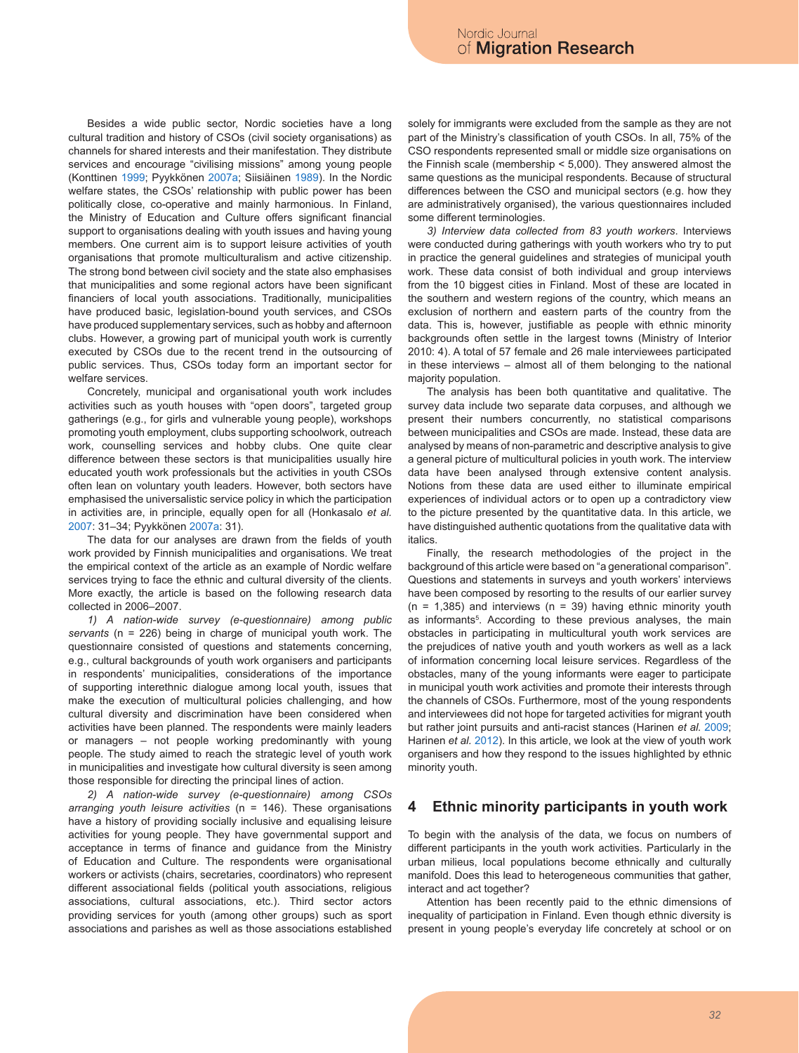Besides a wide public sector, Nordic societies have a long cultural tradition and history of CSOs (civil society organisations) as channels for shared interests and their manifestation. They distribute services and encourage "civilising missions" among young people (Konttinen 1999; Pyykkönen 2007a; Siisiäinen 1989). In the Nordic welfare states, the CSOs' relationship with public power has been politically close, co-operative and mainly harmonious. In Finland, the Ministry of Education and Culture offers significant financial support to organisations dealing with youth issues and having young members. One current aim is to support leisure activities of youth organisations that promote multiculturalism and active citizenship. The strong bond between civil society and the state also emphasises that municipalities and some regional actors have been significant financiers of local youth associations. Traditionally, municipalities have produced basic, legislation-bound youth services, and CSOs have produced supplementary services, such as hobby and afternoon clubs. However, a growing part of municipal youth work is currently executed by CSOs due to the recent trend in the outsourcing of public services. Thus, CSOs today form an important sector for welfare services.

Concretely, municipal and organisational youth work includes activities such as youth houses with "open doors", targeted group gatherings (e.g., for girls and vulnerable young people), workshops promoting youth employment, clubs supporting schoolwork, outreach work, counselling services and hobby clubs. One quite clear difference between these sectors is that municipalities usually hire educated youth work professionals but the activities in youth CSOs often lean on voluntary youth leaders. However, both sectors have emphasised the universalistic service policy in which the participation in activities are, in principle, equally open for all (Honkasalo *et al.* 2007: 31–34; Pyykkönen 2007a: 31).

The data for our analyses are drawn from the fields of youth work provided by Finnish municipalities and organisations. We treat the empirical context of the article as an example of Nordic welfare services trying to face the ethnic and cultural diversity of the clients. More exactly, the article is based on the following research data collected in 2006–2007.

*1) A nation-wide survey (e-questionnaire) among public servants* (n = 226) being in charge of municipal youth work. The questionnaire consisted of questions and statements concerning, e.g., cultural backgrounds of youth work organisers and participants in respondents' municipalities, considerations of the importance of supporting interethnic dialogue among local youth, issues that make the execution of multicultural policies challenging, and how cultural diversity and discrimination have been considered when activities have been planned. The respondents were mainly leaders or managers – not people working predominantly with young people. The study aimed to reach the strategic level of youth work in municipalities and investigate how cultural diversity is seen among those responsible for directing the principal lines of action.

*2) A nation-wide survey (e-questionnaire) among CSOs arranging youth leisure activities* (n = 146). These organisations have a history of providing socially inclusive and equalising leisure activities for young people. They have governmental support and acceptance in terms of finance and guidance from the Ministry of Education and Culture. The respondents were organisational workers or activists (chairs, secretaries, coordinators) who represent different associational fields (political youth associations, religious associations, cultural associations, etc.). Third sector actors providing services for youth (among other groups) such as sport associations and parishes as well as those associations established solely for immigrants were excluded from the sample as they are not part of the Ministry's classification of youth CSOs. In all, 75% of the CSO respondents represented small or middle size organisations on the Finnish scale (membership < 5,000). They answered almost the same questions as the municipal respondents. Because of structural differences between the CSO and municipal sectors (e.g. how they are administratively organised), the various questionnaires included some different terminologies.

*3) Interview data collected from 83 youth workers*. Interviews were conducted during gatherings with youth workers who try to put in practice the general guidelines and strategies of municipal youth work. These data consist of both individual and group interviews from the 10 biggest cities in Finland. Most of these are located in the southern and western regions of the country, which means an exclusion of northern and eastern parts of the country from the data. This is, however, justifiable as people with ethnic minority backgrounds often settle in the largest towns (Ministry of Interior 2010: 4). A total of 57 female and 26 male interviewees participated in these interviews – almost all of them belonging to the national majority population.

The analysis has been both quantitative and qualitative. The survey data include two separate data corpuses, and although we present their numbers concurrently, no statistical comparisons between municipalities and CSOs are made. Instead, these data are analysed by means of non-parametric and descriptive analysis to give a general picture of multicultural policies in youth work. The interview data have been analysed through extensive content analysis. Notions from these data are used either to illuminate empirical experiences of individual actors or to open up a contradictory view to the picture presented by the quantitative data. In this article, we have distinguished authentic quotations from the qualitative data with italics.

Finally, the research methodologies of the project in the background of this article were based on "a generational comparison". Questions and statements in surveys and youth workers' interviews have been composed by resorting to the results of our earlier survey (n = 1,385) and interviews (n = 39) having ethnic minority youth as informants[5]. According to these previous analyses, the main obstacles in participating in multicultural youth work services are the prejudices of native youth and youth workers as well as a lack of information concerning local leisure services. Regardless of the obstacles, many of the young informants were eager to participate in municipal youth work activities and promote their interests through the channels of CSOs. Furthermore, most of the young respondents and interviewees did not hope for targeted activities for migrant youth but rather joint pursuits and anti-racist stances (Harinen *et al.* 2009; Harinen *et al.* 2012). In this article, we look at the view of youth work organisers and how they respond to the issues highlighted by ethnic minority youth.

## 4 Ethnic minority participants in youth work

To begin with the analysis of the data, we focus on numbers of different participants in the youth work activities. Particularly in the urban milieus, local populations become ethnically and culturally manifold. Does this lead to heterogeneous communities that gather, interact and act together?

Attention has been recently paid to the ethnic dimensions of inequality of participation in Finland. Even though ethnic diversity is present in young people's everyday life concretely at school or on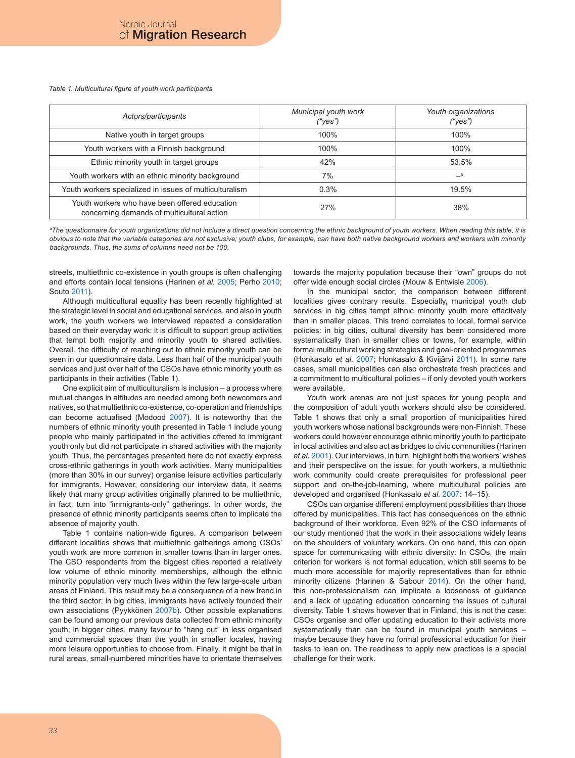*Table 1. Multicultural figure of youth work participants*

| *Actors/participants* | *Municipal youth work ("yes")* | *Youth organizations ("yes")* |
|---|---|---|
| Native youth in target groups | 100% | 100% |
| Youth workers with a Finnish background | 100% | 100% |
| Ethnic minority youth in target groups | 42% | 53.5% |
| Youth workers with an ethnic minority background | 7% | –[a] |
| Youth workers specialized in issues of multiculturalism | 0.3% | 19.5% |
| Youth workers who have been offered education concerning demands of multicultural action | 27% | 38% |

*[a]The questionnaire for youth organizations did not include a direct question concerning the ethnic background of youth workers. When reading this table, it is obvious to note that the variable categories are not exclusive; youth clubs, for example, can have both native background workers and workers with minority backgrounds. Thus, the sums of columns need not be 100.*

streets, multiethnic co-existence in youth groups is often challenging and efforts contain local tensions (Harinen *et al.* 2005; Perho 2010; Souto 2011).

Although multicultural equality has been recently highlighted at the strategic level in social and educational services, and also in youth work, the youth workers we interviewed repeated a consideration based on their everyday work: it is difficult to support group activities that tempt both majority and minority youth to shared activities. Overall, the difficulty of reaching out to ethnic minority youth can be seen in our questionnaire data. Less than half of the municipal youth services and just over half of the CSOs have ethnic minority youth as participants in their activities (Table 1).

One explicit aim of multiculturalism is inclusion – a process where mutual changes in attitudes are needed among both newcomers and natives, so that multiethnic co-existence, co-operation and friendships can become actualised (Modood 2007). It is noteworthy that the numbers of ethnic minority youth presented in Table 1 include young people who mainly participated in the activities offered to immigrant youth only but did not participate in shared activities with the majority youth. Thus, the percentages presented here do not exactly express cross-ethnic gatherings in youth work activities. Many municipalities (more than 30% in our survey) organise leisure activities particularly for immigrants. However, considering our interview data, it seems likely that many group activities originally planned to be multiethnic, in fact, turn into "immigrants-only" gatherings. In other words, the presence of ethnic minority participants seems often to implicate the absence of majority youth.

Table 1 contains nation-wide figures. A comparison between different localities shows that multiethnic gatherings among CSOs' youth work are more common in smaller towns than in larger ones. The CSO respondents from the biggest cities reported a relatively low volume of ethnic minority memberships, although the ethnic minority population very much lives within the few large-scale urban areas of Finland. This result may be a consequence of a new trend in the third sector; in big cities, immigrants have actively founded their own associations (Pyykkönen 2007b). Other possible explanations can be found among our previous data collected from ethnic minority youth; in bigger cities, many favour to "hang out" in less organised and commercial spaces than the youth in smaller locales, having more leisure opportunities to choose from. Finally, it might be that in rural areas, small-numbered minorities have to orientate themselves towards the majority population because their "own" groups do not offer wide enough social circles (Mouw & Entwisle 2006).

In the municipal sector, the comparison between different localities gives contrary results. Especially, municipal youth club services in big cities tempt ethnic minority youth more effectively than in smaller places. This trend correlates to local, formal service policies: in big cities, cultural diversity has been considered more systematically than in smaller cities or towns, for example, within formal multicultural working strategies and goal-oriented programmes (Honkasalo *et al.* 2007; Honkasalo & Kivijärvi 2011). In some rare cases, small municipalities can also orchestrate fresh practices and a commitment to multicultural policies – if only devoted youth workers were available.

Youth work arenas are not just spaces for young people and the composition of adult youth workers should also be considered. Table 1 shows that only a small proportion of municipalities hired youth workers whose national backgrounds were non-Finnish. These workers could however encourage ethnic minority youth to participate in local activities and also act as bridges to civic communities (Harinen *et al.* 2001). Our interviews, in turn, highlight both the workers' wishes and their perspective on the issue: for youth workers, a multiethnic work community could create prerequisites for professional peer support and on-the-job-learning, where multicultural policies are developed and organised (Honkasalo *et al.* 2007: 14–15).

CSOs can organise different employment possibilities than those offered by municipalities. This fact has consequences on the ethnic background of their workforce. Even 92% of the CSO informants of our study mentioned that the work in their associations widely leans on the shoulders of voluntary workers. On one hand, this can open space for communicating with ethnic diversity: In CSOs, the main criterion for workers is not formal education, which still seems to be much more accessible for majority representatives than for ethnic minority citizens (Harinen & Sabour 2014). On the other hand, this non-professionalism can implicate a looseness of guidance and a lack of updating education concerning the issues of cultural diversity. Table 1 shows however that in Finland, this is not the case: CSOs organise and offer updating education to their activists more systematically than can be found in municipal youth services – maybe because they have no formal professional education for their tasks to lean on. The readiness to apply new practices is a special challenge for their work.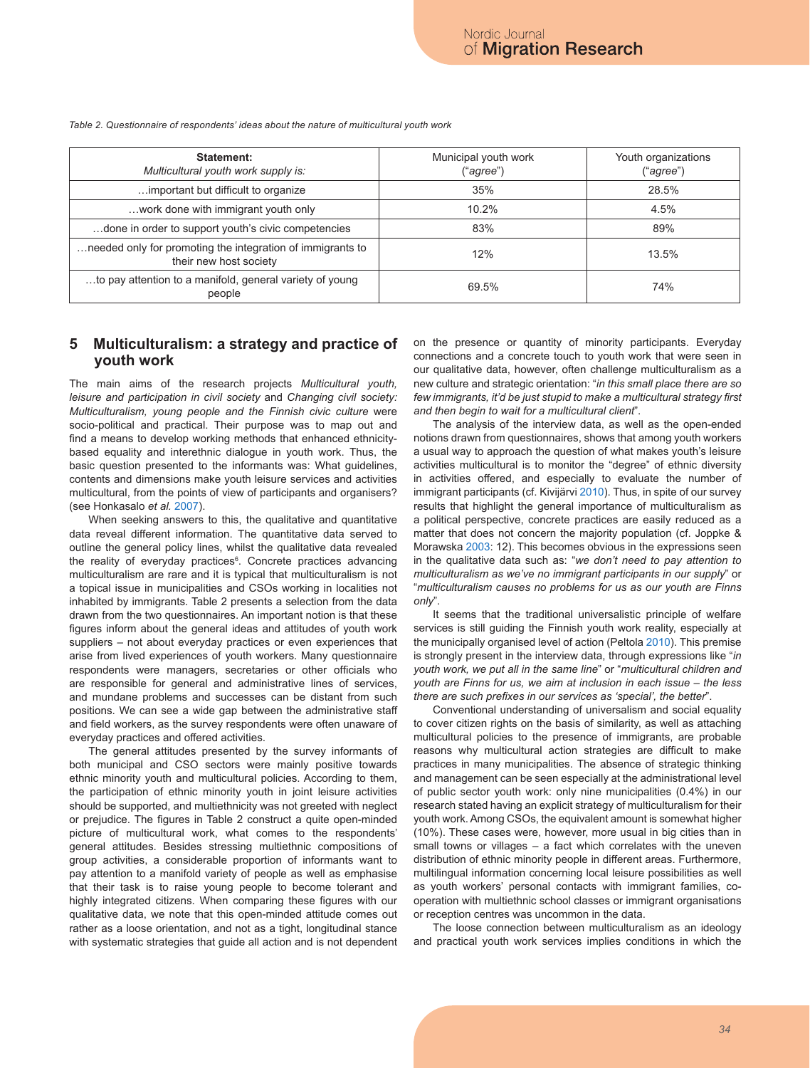*Table 2. Questionnaire of respondents' ideas about the nature of multicultural youth work*

| **Statement:** *Multicultural youth work supply is:* | Municipal youth work ("*agree*") | Youth organizations ("*agree*") |
|---|---|---|
| …important but difficult to organize | 35% | 28.5% |
| …work done with immigrant youth only | 10.2% | 4.5% |
| …done in order to support youth's civic competencies | 83% | 89% |
| …needed only for promoting the integration of immigrants to their new host society | 12% | 13.5% |
| …to pay attention to a manifold, general variety of young people | 69.5% | 74% |

## 5 Multiculturalism: a strategy and practice of youth work

The main aims of the research projects *Multicultural youth, leisure and participation in civil society* and *Changing civil society: Multiculturalism, young people and the Finnish civic culture* were socio-political and practical. Their purpose was to map out and find a means to develop working methods that enhanced ethnicity-based equality and interethnic dialogue in youth work. Thus, the basic question presented to the informants was: What guidelines, contents and dimensions make youth leisure services and activities multicultural, from the points of view of participants and organisers? (see Honkasalo *et al.* 2007).

When seeking answers to this, the qualitative and quantitative data reveal different information. The quantitative data served to outline the general policy lines, whilst the qualitative data revealed the reality of everyday practices[6]. Concrete practices advancing multiculturalism are rare and it is typical that multiculturalism is not a topical issue in municipalities and CSOs working in localities not inhabited by immigrants. Table 2 presents a selection from the data drawn from the two questionnaires. An important notion is that these figures inform about the general ideas and attitudes of youth work suppliers – not about everyday practices or even experiences that arise from lived experiences of youth workers. Many questionnaire respondents were managers, secretaries or other officials who are responsible for general and administrative lines of services, and mundane problems and successes can be distant from such positions. We can see a wide gap between the administrative staff and field workers, as the survey respondents were often unaware of everyday practices and offered activities.

The general attitudes presented by the survey informants of both municipal and CSO sectors were mainly positive towards ethnic minority youth and multicultural policies. According to them, the participation of ethnic minority youth in joint leisure activities should be supported, and multiethnicity was not greeted with neglect or prejudice. The figures in Table 2 construct a quite open-minded picture of multicultural work, what comes to the respondents' general attitudes. Besides stressing multiethnic compositions of group activities, a considerable proportion of informants want to pay attention to a manifold variety of people as well as emphasise that their task is to raise young people to become tolerant and highly integrated citizens. When comparing these figures with our qualitative data, we note that this open-minded attitude comes out rather as a loose orientation, and not as a tight, longitudinal stance with systematic strategies that guide all action and is not dependent on the presence or quantity of minority participants. Everyday connections and a concrete touch to youth work that were seen in our qualitative data, however, often challenge multiculturalism as a new culture and strategic orientation: "*in this small place there are so few immigrants, it'd be just stupid to make a multicultural strategy first and then begin to wait for a multicultural client*".

The analysis of the interview data, as well as the open-ended notions drawn from questionnaires, shows that among youth workers a usual way to approach the question of what makes youth's leisure activities multicultural is to monitor the "degree" of ethnic diversity in activities offered, and especially to evaluate the number of immigrant participants (cf. Kivijärvi 2010). Thus, in spite of our survey results that highlight the general importance of multiculturalism as a political perspective, concrete practices are easily reduced as a matter that does not concern the majority population (cf. Joppke & Morawska 2003: 12). This becomes obvious in the expressions seen in the qualitative data such as: "*we don't need to pay attention to multiculturalism as we've no immigrant participants in our supply*" or "*multiculturalism causes no problems for us as our youth are Finns only*".

It seems that the traditional universalistic principle of welfare services is still guiding the Finnish youth work reality, especially at the municipally organised level of action (Peltola 2010). This premise is strongly present in the interview data, through expressions like "*in youth work, we put all in the same line*" or "*multicultural children and youth are Finns for us, we aim at inclusion in each issue – the less there are such prefixes in our services as 'special', the better*".

Conventional understanding of universalism and social equality to cover citizen rights on the basis of similarity, as well as attaching multicultural policies to the presence of immigrants, are probable reasons why multicultural action strategies are difficult to make practices in many municipalities. The absence of strategic thinking and management can be seen especially at the administrational level of public sector youth work: only nine municipalities (0.4%) in our research stated having an explicit strategy of multiculturalism for their youth work. Among CSOs, the equivalent amount is somewhat higher (10%). These cases were, however, more usual in big cities than in small towns or villages – a fact which correlates with the uneven distribution of ethnic minority people in different areas. Furthermore, multilingual information concerning local leisure possibilities as well as youth workers' personal contacts with immigrant families, co-operation with multiethnic school classes or immigrant organisations or reception centres was uncommon in the data.

The loose connection between multiculturalism as an ideology and practical youth work services implies conditions in which the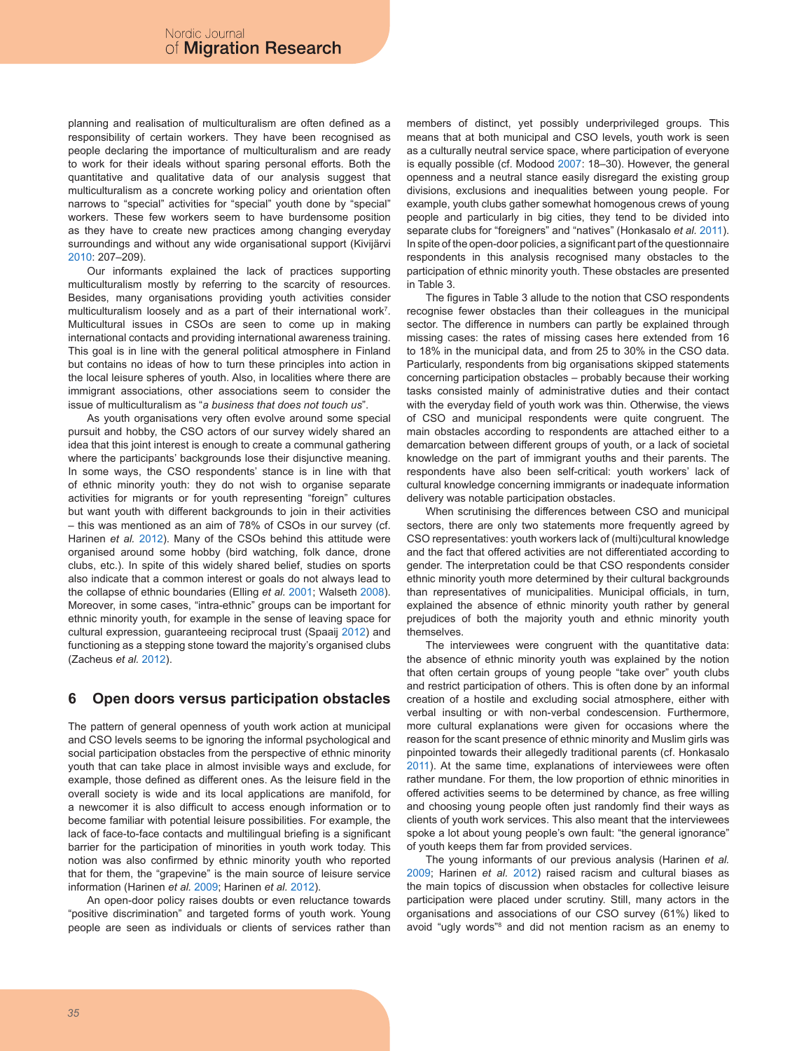planning and realisation of multiculturalism are often defined as a responsibility of certain workers. They have been recognised as people declaring the importance of multiculturalism and are ready to work for their ideals without sparing personal efforts. Both the quantitative and qualitative data of our analysis suggest that multiculturalism as a concrete working policy and orientation often narrows to "special" activities for "special" youth done by "special" workers. These few workers seem to have burdensome position as they have to create new practices among changing everyday surroundings and without any wide organisational support (Kivijärvi 2010: 207–209).

Our informants explained the lack of practices supporting multiculturalism mostly by referring to the scarcity of resources. Besides, many organisations providing youth activities consider multiculturalism loosely and as a part of their international work[7]. Multicultural issues in CSOs are seen to come up in making international contacts and providing international awareness training. This goal is in line with the general political atmosphere in Finland but contains no ideas of how to turn these principles into action in the local leisure spheres of youth. Also, in localities where there are immigrant associations, other associations seem to consider the issue of multiculturalism as "*a business that does not touch us*".

As youth organisations very often evolve around some special pursuit and hobby, the CSO actors of our survey widely shared an idea that this joint interest is enough to create a communal gathering where the participants' backgrounds lose their disjunctive meaning. In some ways, the CSO respondents' stance is in line with that of ethnic minority youth: they do not wish to organise separate activities for migrants or for youth representing "foreign" cultures but want youth with different backgrounds to join in their activities – this was mentioned as an aim of 78% of CSOs in our survey (cf. Harinen *et al.* 2012). Many of the CSOs behind this attitude were organised around some hobby (bird watching, folk dance, drone clubs, etc.). In spite of this widely shared belief, studies on sports also indicate that a common interest or goals do not always lead to the collapse of ethnic boundaries (Elling *et al.* 2001; Walseth 2008). Moreover, in some cases, "intra-ethnic" groups can be important for ethnic minority youth, for example in the sense of leaving space for cultural expression, guaranteeing reciprocal trust (Spaaij 2012) and functioning as a stepping stone toward the majority's organised clubs (Zacheus *et al.* 2012).

## 6 Open doors versus participation obstacles

The pattern of general openness of youth work action at municipal and CSO levels seems to be ignoring the informal psychological and social participation obstacles from the perspective of ethnic minority youth that can take place in almost invisible ways and exclude, for example, those defined as different ones. As the leisure field in the overall society is wide and its local applications are manifold, for a newcomer it is also difficult to access enough information or to become familiar with potential leisure possibilities. For example, the lack of face-to-face contacts and multilingual briefing is a significant barrier for the participation of minorities in youth work today. This notion was also confirmed by ethnic minority youth who reported that for them, the "grapevine" is the main source of leisure service information (Harinen *et al.* 2009; Harinen *et al.* 2012).

An open-door policy raises doubts or even reluctance towards "positive discrimination" and targeted forms of youth work. Young people are seen as individuals or clients of services rather than members of distinct, yet possibly underprivileged groups. This means that at both municipal and CSO levels, youth work is seen as a culturally neutral service space, where participation of everyone is equally possible (cf. Modood 2007: 18–30). However, the general openness and a neutral stance easily disregard the existing group divisions, exclusions and inequalities between young people. For example, youth clubs gather somewhat homogenous crews of young people and particularly in big cities, they tend to be divided into separate clubs for "foreigners" and "natives" (Honkasalo *et al.* 2011). In spite of the open-door policies, a significant part of the questionnaire respondents in this analysis recognised many obstacles to the participation of ethnic minority youth. These obstacles are presented in Table 3.

The figures in Table 3 allude to the notion that CSO respondents recognise fewer obstacles than their colleagues in the municipal sector. The difference in numbers can partly be explained through missing cases: the rates of missing cases here extended from 16 to 18% in the municipal data, and from 25 to 30% in the CSO data. Particularly, respondents from big organisations skipped statements concerning participation obstacles – probably because their working tasks consisted mainly of administrative duties and their contact with the everyday field of youth work was thin. Otherwise, the views of CSO and municipal respondents were quite congruent. The main obstacles according to respondents are attached either to a demarcation between different groups of youth, or a lack of societal knowledge on the part of immigrant youths and their parents. The respondents have also been self-critical: youth workers' lack of cultural knowledge concerning immigrants or inadequate information delivery was notable participation obstacles.

When scrutinising the differences between CSO and municipal sectors, there are only two statements more frequently agreed by CSO representatives: youth workers lack of (multi)cultural knowledge and the fact that offered activities are not differentiated according to gender. The interpretation could be that CSO respondents consider ethnic minority youth more determined by their cultural backgrounds than representatives of municipalities. Municipal officials, in turn, explained the absence of ethnic minority youth rather by general prejudices of both the majority youth and ethnic minority youth themselves.

The interviewees were congruent with the quantitative data: the absence of ethnic minority youth was explained by the notion that often certain groups of young people "take over" youth clubs and restrict participation of others. This is often done by an informal creation of a hostile and excluding social atmosphere, either with verbal insulting or with non-verbal condescension. Furthermore, more cultural explanations were given for occasions where the reason for the scant presence of ethnic minority and Muslim girls was pinpointed towards their allegedly traditional parents (cf. Honkasalo 2011). At the same time, explanations of interviewees were often rather mundane. For them, the low proportion of ethnic minorities in offered activities seems to be determined by chance, as free willing and choosing young people often just randomly find their ways as clients of youth work services. This also meant that the interviewees spoke a lot about young people's own fault: "the general ignorance" of youth keeps them far from provided services.

The young informants of our previous analysis (Harinen *et al.* 2009; Harinen *et al.* 2012) raised racism and cultural biases as the main topics of discussion when obstacles for collective leisure participation were placed under scrutiny. Still, many actors in the organisations and associations of our CSO survey (61%) liked to avoid "ugly words"[8] and did not mention racism as an enemy to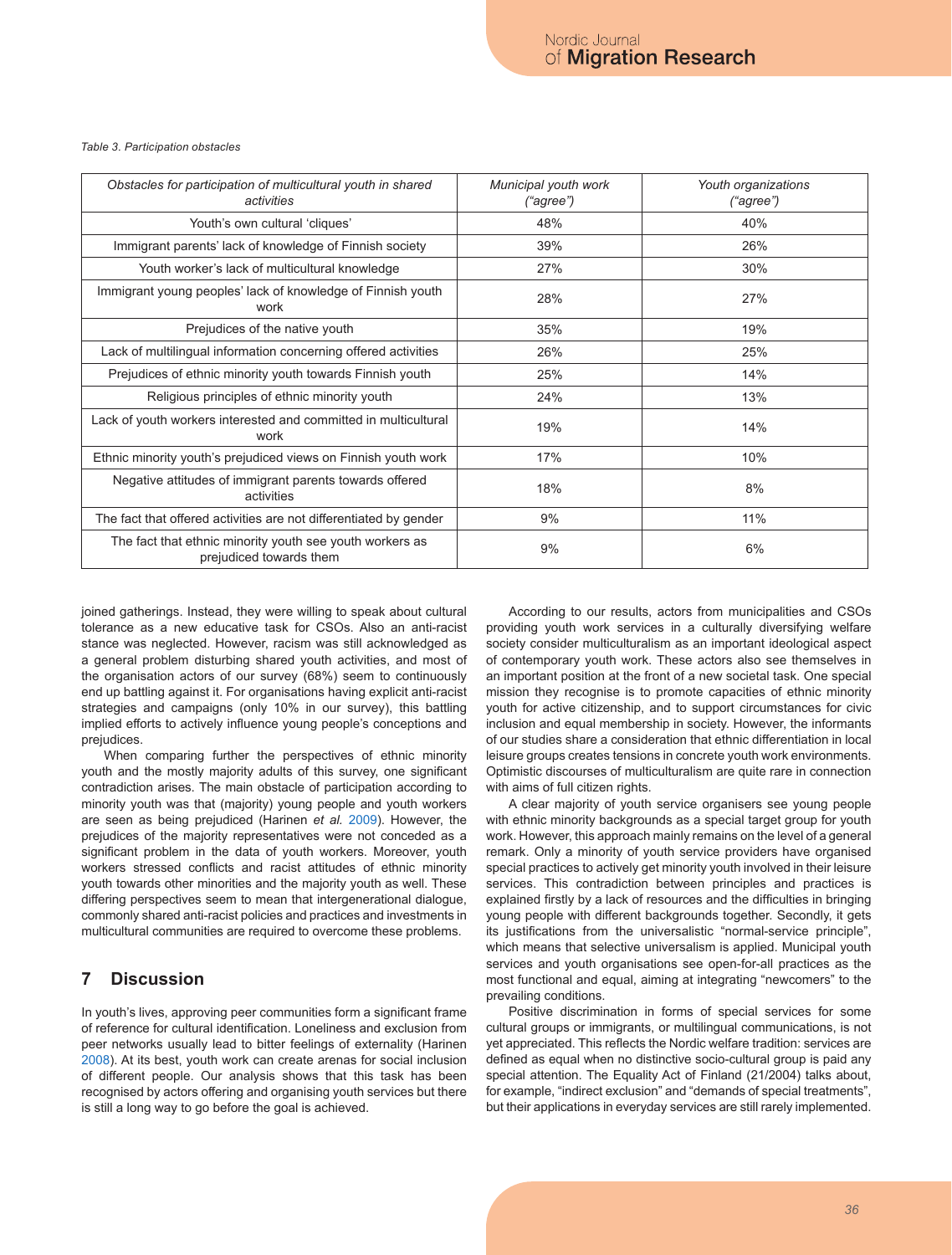*Table 3. Participation obstacles*

| *Obstacles for participation of multicultural youth in shared activities* | *Municipal youth work ("agree")* | *Youth organizations ("agree")* |
|---|---|---|
| Youth's own cultural 'cliques' | 48% | 40% |
| Immigrant parents' lack of knowledge of Finnish society | 39% | 26% |
| Youth worker's lack of multicultural knowledge | 27% | 30% |
| Immigrant young peoples' lack of knowledge of Finnish youth work | 28% | 27% |
| Prejudices of the native youth | 35% | 19% |
| Lack of multilingual information concerning offered activities | 26% | 25% |
| Prejudices of ethnic minority youth towards Finnish youth | 25% | 14% |
| Religious principles of ethnic minority youth | 24% | 13% |
| Lack of youth workers interested and committed in multicultural work | 19% | 14% |
| Ethnic minority youth's prejudiced views on Finnish youth work | 17% | 10% |
| Negative attitudes of immigrant parents towards offered activities | 18% | 8% |
| The fact that offered activities are not differentiated by gender | 9% | 11% |
| The fact that ethnic minority youth see youth workers as prejudiced towards them | 9% | 6% |

joined gatherings. Instead, they were willing to speak about cultural tolerance as a new educative task for CSOs. Also an anti-racist stance was neglected. However, racism was still acknowledged as a general problem disturbing shared youth activities, and most of the organisation actors of our survey (68%) seem to continuously end up battling against it. For organisations having explicit anti-racist strategies and campaigns (only 10% in our survey), this battling implied efforts to actively influence young people's conceptions and prejudices.

When comparing further the perspectives of ethnic minority youth and the mostly majority adults of this survey, one significant contradiction arises. The main obstacle of participation according to minority youth was that (majority) young people and youth workers are seen as being prejudiced (Harinen *et al.* 2009). However, the prejudices of the majority representatives were not conceded as a significant problem in the data of youth workers. Moreover, youth workers stressed conflicts and racist attitudes of ethnic minority youth towards other minorities and the majority youth as well. These differing perspectives seem to mean that intergenerational dialogue, commonly shared anti-racist policies and practices and investments in multicultural communities are required to overcome these problems.

## 7 Discussion

In youth's lives, approving peer communities form a significant frame of reference for cultural identification. Loneliness and exclusion from peer networks usually lead to bitter feelings of externality (Harinen 2008). At its best, youth work can create arenas for social inclusion of different people. Our analysis shows that this task has been recognised by actors offering and organising youth services but there is still a long way to go before the goal is achieved.

According to our results, actors from municipalities and CSOs providing youth work services in a culturally diversifying welfare society consider multiculturalism as an important ideological aspect of contemporary youth work. These actors also see themselves in an important position at the front of a new societal task. One special mission they recognise is to promote capacities of ethnic minority youth for active citizenship, and to support circumstances for civic inclusion and equal membership in society. However, the informants of our studies share a consideration that ethnic differentiation in local leisure groups creates tensions in concrete youth work environments. Optimistic discourses of multiculturalism are quite rare in connection with aims of full citizen rights.

A clear majority of youth service organisers see young people with ethnic minority backgrounds as a special target group for youth work. However, this approach mainly remains on the level of a general remark. Only a minority of youth service providers have organised special practices to actively get minority youth involved in their leisure services. This contradiction between principles and practices is explained firstly by a lack of resources and the difficulties in bringing young people with different backgrounds together. Secondly, it gets its justifications from the universalistic "normal-service principle", which means that selective universalism is applied. Municipal youth services and youth organisations see open-for-all practices as the most functional and equal, aiming at integrating "newcomers" to the prevailing conditions.

Positive discrimination in forms of special services for some cultural groups or immigrants, or multilingual communications, is not yet appreciated. This reflects the Nordic welfare tradition: services are defined as equal when no distinctive socio-cultural group is paid any special attention. The Equality Act of Finland (21/2004) talks about, for example, "indirect exclusion" and "demands of special treatments", but their applications in everyday services are still rarely implemented.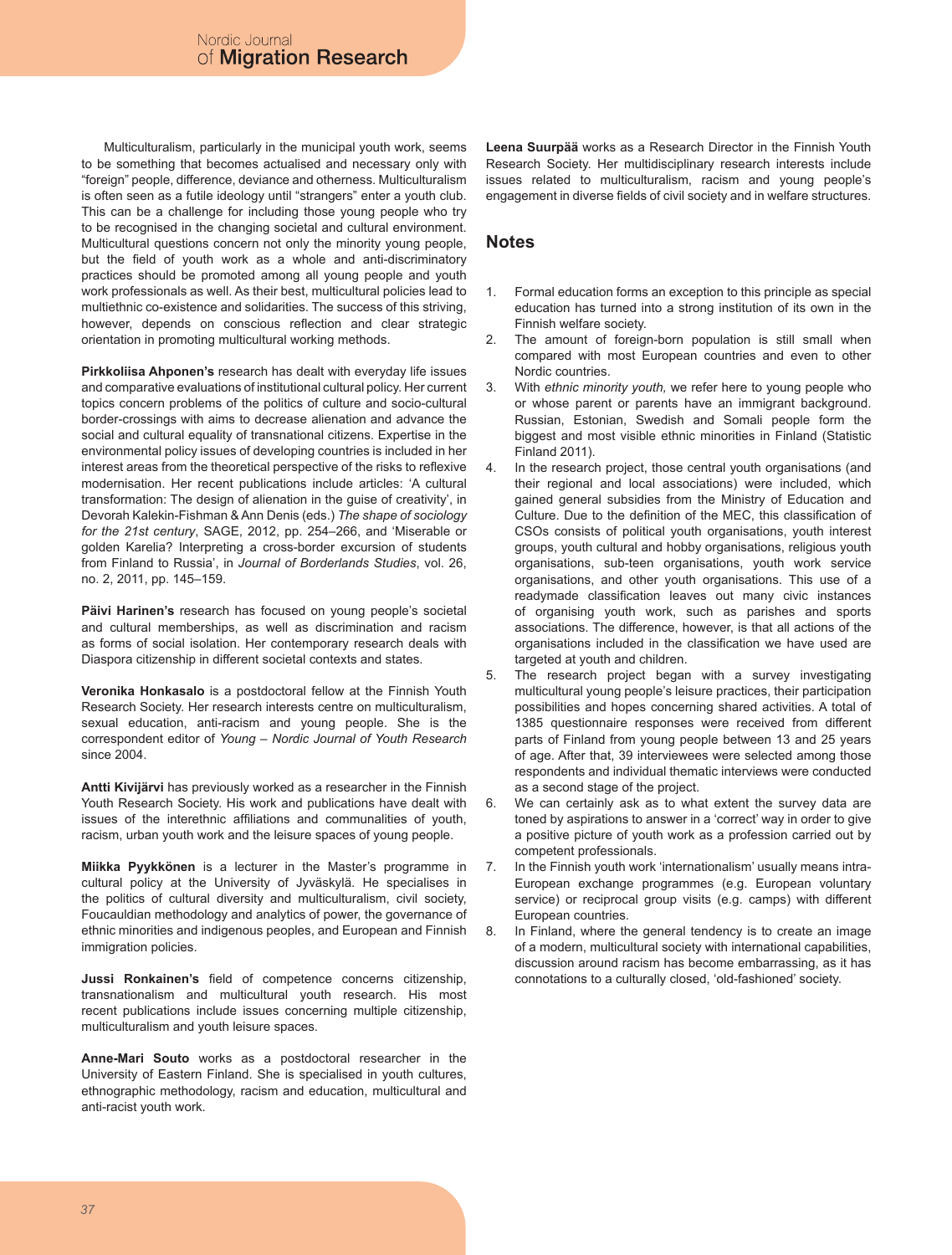Multiculturalism, particularly in the municipal youth work, seems to be something that becomes actualised and necessary only with "foreign" people, difference, deviance and otherness. Multiculturalism is often seen as a futile ideology until "strangers" enter a youth club. This can be a challenge for including those young people who try to be recognised in the changing societal and cultural environment. Multicultural questions concern not only the minority young people, but the field of youth work as a whole and anti-discriminatory practices should be promoted among all young people and youth work professionals as well. As their best, multicultural policies lead to multiethnic co-existence and solidarities. The success of this striving, however, depends on conscious reflection and clear strategic orientation in promoting multicultural working methods.

**Pirkkoliisa Ahponen's** research has dealt with everyday life issues and comparative evaluations of institutional cultural policy. Her current topics concern problems of the politics of culture and socio-cultural border-crossings with aims to decrease alienation and advance the social and cultural equality of transnational citizens. Expertise in the environmental policy issues of developing countries is included in her interest areas from the theoretical perspective of the risks to reflexive modernisation. Her recent publications include articles: 'A cultural transformation: The design of alienation in the guise of creativity', in Devorah Kalekin-Fishman & Ann Denis (eds.) *The shape of sociology for the 21st century*, SAGE, 2012, pp. 254–266, and 'Miserable or golden Karelia? Interpreting a cross-border excursion of students from Finland to Russia', in *Journal of Borderlands Studies*, vol. 26, no. 2, 2011, pp. 145–159.

**Päivi Harinen's** research has focused on young people's societal and cultural memberships, as well as discrimination and racism as forms of social isolation. Her contemporary research deals with Diaspora citizenship in different societal contexts and states.

**Veronika Honkasalo** is a postdoctoral fellow at the Finnish Youth Research Society. Her research interests centre on multiculturalism, sexual education, anti-racism and young people. She is the correspondent editor of *Young – Nordic Journal of Youth Research* since 2004.

**Antti Kivijärvi** has previously worked as a researcher in the Finnish Youth Research Society. His work and publications have dealt with issues of the interethnic affiliations and communalities of youth, racism, urban youth work and the leisure spaces of young people.

**Miikka Pyykkönen** is a lecturer in the Master's programme in cultural policy at the University of Jyväskylä. He specialises in the politics of cultural diversity and multiculturalism, civil society, Foucauldian methodology and analytics of power, the governance of ethnic minorities and indigenous peoples, and European and Finnish immigration policies.

**Jussi Ronkainen's** field of competence concerns citizenship, transnationalism and multicultural youth research. His most recent publications include issues concerning multiple citizenship, multiculturalism and youth leisure spaces.

**Anne-Mari Souto** works as a postdoctoral researcher in the University of Eastern Finland. She is specialised in youth cultures, ethnographic methodology, racism and education, multicultural and anti-racist youth work.

**Leena Suurpää** works as a Research Director in the Finnish Youth Research Society. Her multidisciplinary research interests include issues related to multiculturalism, racism and young people's engagement in diverse fields of civil society and in welfare structures.

## Notes

1. Formal education forms an exception to this principle as special education has turned into a strong institution of its own in the Finnish welfare society.
2. The amount of foreign-born population is still small when compared with most European countries and even to other Nordic countries.
3. With *ethnic minority youth,* we refer here to young people who or whose parent or parents have an immigrant background. Russian, Estonian, Swedish and Somali people form the biggest and most visible ethnic minorities in Finland (Statistic Finland 2011).
4. In the research project, those central youth organisations (and their regional and local associations) were included, which gained general subsidies from the Ministry of Education and Culture. Due to the definition of the MEC, this classification of CSOs consists of political youth organisations, youth interest groups, youth cultural and hobby organisations, religious youth organisations, sub-teen organisations, youth work service organisations, and other youth organisations. This use of a readymade classification leaves out many civic instances of organising youth work, such as parishes and sports associations. The difference, however, is that all actions of the organisations included in the classification we have used are targeted at youth and children.
5. The research project began with a survey investigating multicultural young people's leisure practices, their participation possibilities and hopes concerning shared activities. A total of 1385 questionnaire responses were received from different parts of Finland from young people between 13 and 25 years of age. After that, 39 interviewees were selected among those respondents and individual thematic interviews were conducted as a second stage of the project.
6. We can certainly ask as to what extent the survey data are toned by aspirations to answer in a 'correct' way in order to give a positive picture of youth work as a profession carried out by competent professionals.
7. In the Finnish youth work 'internationalism' usually means intra-European exchange programmes (e.g. European voluntary service) or reciprocal group visits (e.g. camps) with different European countries.
8. In Finland, where the general tendency is to create an image of a modern, multicultural society with international capabilities, discussion around racism has become embarrassing, as it has connotations to a culturally closed, 'old-fashioned' society.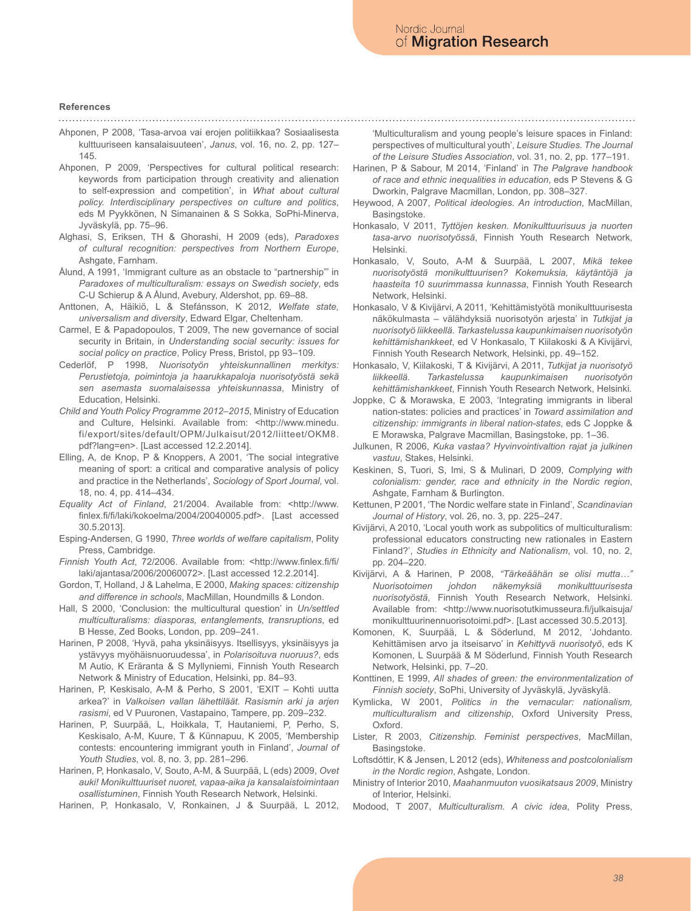**References**

Ahponen, P 2008, 'Tasa-arvoa vai erojen politiikkaa? Sosiaalisesta kulttuuriseen kansalaisuuteen', *Janus*, vol. 16, no. 2, pp. 127–145.

Ahponen, P 2009, 'Perspectives for cultural political research: keywords from participation through creativity and alienation to self-expression and competition', in *What about cultural policy. Interdisciplinary perspectives on culture and politics*, eds M Pyykkönen, N Simanainen & S Sokka, SoPhi-Minerva, Jyväskylä, pp. 75–96.

Alghasi, S, Eriksen, TH & Ghorashi, H 2009 (eds), *Paradoxes of cultural recognition: perspectives from Northern Europe*, Ashgate, Farnham.

Ålund, A 1991, 'Immigrant culture as an obstacle to "partnership"' in *Paradoxes of multiculturalism: essays on Swedish society*, eds C-U Schierup & A Ålund, Avebury, Aldershot, pp. 69–88.

Anttonen, A, Häikiö, L & Stefánsson, K 2012, *Welfate state, universalism and diversity*, Edward Elgar, Cheltenham.

Carmel, E & Papadopoulos, T 2009, The new governance of social security in Britain, in *Understanding social security: issues for social policy on practice*, Policy Press, Bristol, pp 93–109.

Cederlöf, P 1998, *Nuorisotyön yhteiskunnallinen merkitys: Perustietoja, poimintoja ja haarukkapaloja nuorisotyöstä sekä sen asemasta suomalaisessa yhteiskunnassa*, Ministry of Education, Helsinki.

*Child and Youth Policy Programme 2012–2015*, Ministry of Education and Culture, Helsinki. Available from: <http://www.minedu.fi/export/sites/default/OPM/Julkaisut/2012/liitteet/OKM8.pdf?lang=en>. [Last accessed 12.2.2014].

Elling, A, de Knop, P & Knoppers, A 2001, 'The social integrative meaning of sport: a critical and comparative analysis of policy and practice in the Netherlands', *Sociology of Sport Journal*, vol. 18, no. 4, pp. 414–434.

*Equality Act of Finland*, 21/2004. Available from: <http://www.finlex.fi/fi/laki/kokoelma/2004/20040005.pdf>. [Last accessed 30.5.2013].

Esping-Andersen, G 1990, *Three worlds of welfare capitalism*, Polity Press, Cambridge.

*Finnish Youth Act*, 72/2006. Available from: <http://www.finlex.fi/fi/laki/ajantasa/2006/20060072>. [Last accessed 12.2.2014].

Gordon, T, Holland, J & Lahelma, E 2000, *Making spaces: citizenship and difference in schools*, MacMillan, Houndmills & London.

Hall, S 2000, 'Conclusion: the multicultural question' in *Un/settled multiculturalisms: diasporas, entanglements, transruptions*, ed B Hesse, Zed Books, London, pp. 209–241.

Harinen, P 2008, 'Hyvä, paha yksinäisyys. Itsellisyys, yksinäisyys ja ystävyys myöhäisnuoruudessa', in *Polarisoituva nuoruus?*, eds M Autio, K Eräranta & S Myllyniemi, Finnish Youth Research Network & Ministry of Education, Helsinki, pp. 84–93.

Harinen, P, Keskisalo, A-M & Perho, S 2001, 'EXIT – Kohti uutta arkea?' in *Valkoisen vallan lähettiläät. Rasismin arki ja arjen rasismi*, ed V Puuronen, Vastapaino, Tampere, pp. 209–232.

Harinen, P, Suurpää, L, Hoikkala, T, Hautaniemi, P, Perho, S, Keskisalo, A-M, Kuure, T & Künnapuu, K 2005, 'Membership contests: encountering immigrant youth in Finland', *Journal of Youth Studies*, vol. 8, no. 3, pp. 281–296.

Harinen, P, Honkasalo, V, Souto, A-M, & Suurpää, L (eds) 2009, *Ovet auki! Monikulttuuriset nuoret, vapaa-aika ja kansalaistoimintaan osallistuminen*, Finnish Youth Research Network, Helsinki.

Harinen, P, Honkasalo, V, Ronkainen, J & Suurpää, L 2012, 'Multiculturalism and young people's leisure spaces in Finland: perspectives of multicultural youth', *Leisure Studies. The Journal of the Leisure Studies Association*, vol. 31, no. 2, pp. 177–191.

Harinen, P & Sabour, M 2014, 'Finland' in *The Palgrave handbook of race and ethnic inequalities in education*, eds P Stevens & G Dworkin, Palgrave Macmillan, London, pp. 308–327.

Heywood, A 2007, *Political ideologies. An introduction*, MacMillan, Basingstoke.

Honkasalo, V 2011, *Tyttöjen kesken. Monikulttuurisuus ja nuorten tasa-arvo nuorisotyössä*, Finnish Youth Research Network, Helsinki.

Honkasalo, V, Souto, A-M & Suurpää, L 2007, *Mikä tekee nuorisotyöstä monikulttuurisen? Kokemuksia, käytäntöjä ja haasteita 10 suurimmassa kunnassa*, Finnish Youth Research Network, Helsinki.

Honkasalo, V & Kivijärvi, A 2011, 'Kehittämistyötä monikulttuurisesta näkökulmasta – välähdyksiä nuorisotyön arjesta' in *Tutkijat ja nuorisotyö liikkeellä. Tarkastelussa kaupunkimaisen nuorisotyön kehittämishankkeet*, ed V Honkasalo, T Kiilakoski & A Kivijärvi, Finnish Youth Research Network, Helsinki, pp. 49–152.

Honkasalo, V, Kiilakoski, T & Kivijärvi, A 2011, *Tutkijat ja nuorisotyö liikkeellä. Tarkastelussa kaupunkimaisen nuorisotyön kehittämishankkeet*, Finnish Youth Research Network, Helsinki.

Joppke, C & Morawska, E 2003, 'Integrating immigrants in liberal nation-states: policies and practices' in *Toward assimilation and citizenship: immigrants in liberal nation-states*, eds C Joppke & E Morawska, Palgrave Macmillan, Basingstoke, pp. 1–36.

Julkunen, R 2006, *Kuka vastaa? Hyvinvointivaltion rajat ja julkinen vastuu*, Stakes, Helsinki.

Keskinen, S, Tuori, S, Imi, S & Mulinari, D 2009, *Complying with colonialism: gender, race and ethnicity in the Nordic region*, Ashgate, Farnham & Burlington.

Kettunen, P 2001, 'The Nordic welfare state in Finland', *Scandinavian Journal of History*, vol. 26, no. 3, pp. 225–247.

Kivijärvi, A 2010, 'Local youth work as subpolitics of multiculturalism: professional educators constructing new rationales in Eastern Finland?', *Studies in Ethnicity and Nationalism*, vol. 10, no. 2, pp. 204–220.

Kivijärvi, A & Harinen, P 2008, *"Tärkeäähän se olisi mutta…" Nuorisotoimen johdon näkemyksiä monikulttuurisesta nuorisotyöstä*, Finnish Youth Research Network, Helsinki. Available from: <http://www.nuorisotutkimusseura.fi/julkaisuja/monikulttuurinennuorisotoimi.pdf>. [Last accessed 30.5.2013].

Komonen, K, Suurpää, L & Söderlund, M 2012, 'Johdanto. Kehittämisen arvo ja itseisarvo' in *Kehittyvä nuorisotyö*, eds K Komonen, L Suurpää & M Söderlund, Finnish Youth Research Network, Helsinki, pp. 7–20.

Konttinen, E 1999, *All shades of green: the environmentalization of Finnish society*, SoPhi, University of Jyväskylä, Jyväskylä.

Kymlicka, W 2001, *Politics in the vernacular: nationalism, multiculturalism and citizenship*, Oxford University Press, Oxford.

Lister, R 2003, *Citizenship. Feminist perspectives*, MacMillan, Basingstoke.

Loftsdóttir, K & Jensen, L 2012 (eds), *Whiteness and postcolonialism in the Nordic region*, Ashgate, London.

Ministry of Interior 2010, *Maahanmuuton vuosikatsaus 2009*, Ministry of Interior, Helsinki.

Modood, T 2007, *Multiculturalism. A civic idea*, Polity Press,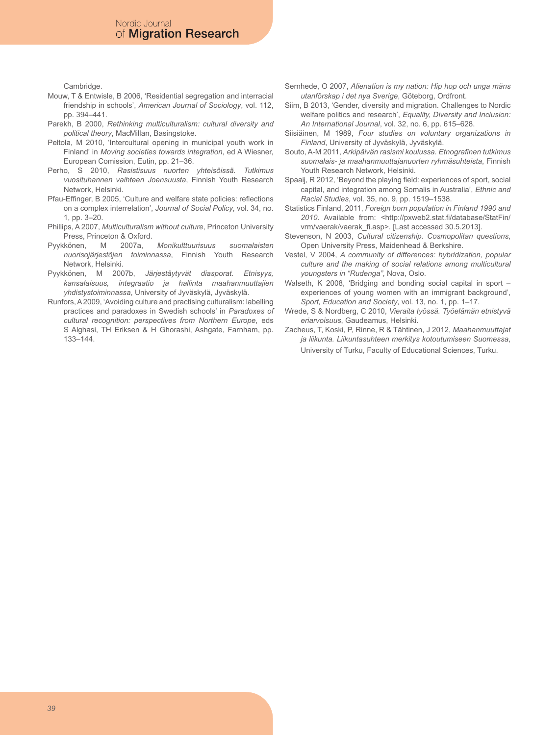Cambridge.

Mouw, T & Entwisle, B 2006, 'Residential segregation and interracial friendship in schools', *American Journal of Sociology*, vol. 112, pp. 394–441.

Parekh, B 2000, *Rethinking multiculturalism: cultural diversity and political theory*, MacMillan, Basingstoke.

Peltola, M 2010, 'Intercultural opening in municipal youth work in Finland' in *Moving societies towards integration*, ed A Wiesner, European Comission, Eutin, pp. 21–36.

Perho, S 2010, *Rasistisuus nuorten yhteisöissä. Tutkimus vuosituhannen vaihteen Joensuusta*, Finnish Youth Research Network, Helsinki.

Pfau-Effinger, B 2005, 'Culture and welfare state policies: reflections on a complex interrelation', *Journal of Social Policy*, vol. 34, no. 1, pp. 3–20.

Phillips, A 2007, *Multiculturalism without culture*, Princeton University Press, Princeton & Oxford.

Pyykkönen, M 2007a, *Monikulttuurisuus suomalaisten nuorisojärjestöjen toiminnassa*, Finnish Youth Research Network, Helsinki.

Pyykkönen, M 2007b, *Järjestäytyvät diasporat. Etnisyys, kansalaisuus, integraatio ja hallinta maahanmuuttajien yhdistystoiminnassa*, University of Jyväskylä, Jyväskylä.

Runfors, A 2009, 'Avoiding culture and practising culturalism: labelling practices and paradoxes in Swedish schools' in *Paradoxes of cultural recognition: perspectives from Northern Europe*, eds S Alghasi, TH Eriksen & H Ghorashi, Ashgate, Farnham, pp. 133–144.

Sernhede, O 2007, *Alienation is my nation: Hip hop och unga mäns utanförskap i det nya Sverige*, Göteborg, Ordfront.

Siim, B 2013, 'Gender, diversity and migration. Challenges to Nordic welfare politics and research', *Equality, Diversity and Inclusion: An International Journal*, vol. 32, no. 6, pp. 615–628.

Siisiäinen, M 1989, *Four studies on voluntary organizations in Finland*, University of Jyväskylä, Jyväskylä.

Souto, A-M 2011, *Arkipäivän rasismi koulussa. Etnografinen tutkimus suomalais- ja maahanmuuttajanuorten ryhmäsuhteista*, Finnish Youth Research Network, Helsinki.

Spaaij, R 2012, 'Beyond the playing field: experiences of sport, social capital, and integration among Somalis in Australia', *Ethnic and Racial Studies*, vol. 35, no. 9, pp. 1519–1538.

Statistics Finland, 2011, *Foreign born population in Finland 1990 and 2010*. Available from: <http://pxweb2.stat.fi/database/StatFin/vrm/vaerak/vaerak_fi.asp>. [Last accessed 30.5.2013].

Stevenson, N 2003, *Cultural citizenship. Cosmopolitan questions*, Open University Press, Maidenhead & Berkshire.

Vestel, V 2004, *A community of differences: hybridization, popular culture and the making of social relations among multicultural youngsters in "Rudenga"*, Nova, Oslo.

Walseth, K 2008, 'Bridging and bonding social capital in sport – experiences of young women with an immigrant background', *Sport, Education and Society*, vol. 13, no. 1, pp. 1–17.

Wrede, S & Nordberg, C 2010, *Vieraita työssä. Työelämän etnistyvä eriarvoisuus*, Gaudeamus, Helsinki.

Zacheus, T, Koski, P, Rinne, R & Tähtinen, J 2012, *Maahanmuuttajat ja liikunta. Liikuntasuhteen merkitys kotoutumiseen Suomessa*, University of Turku, Faculty of Educational Sciences, Turku.